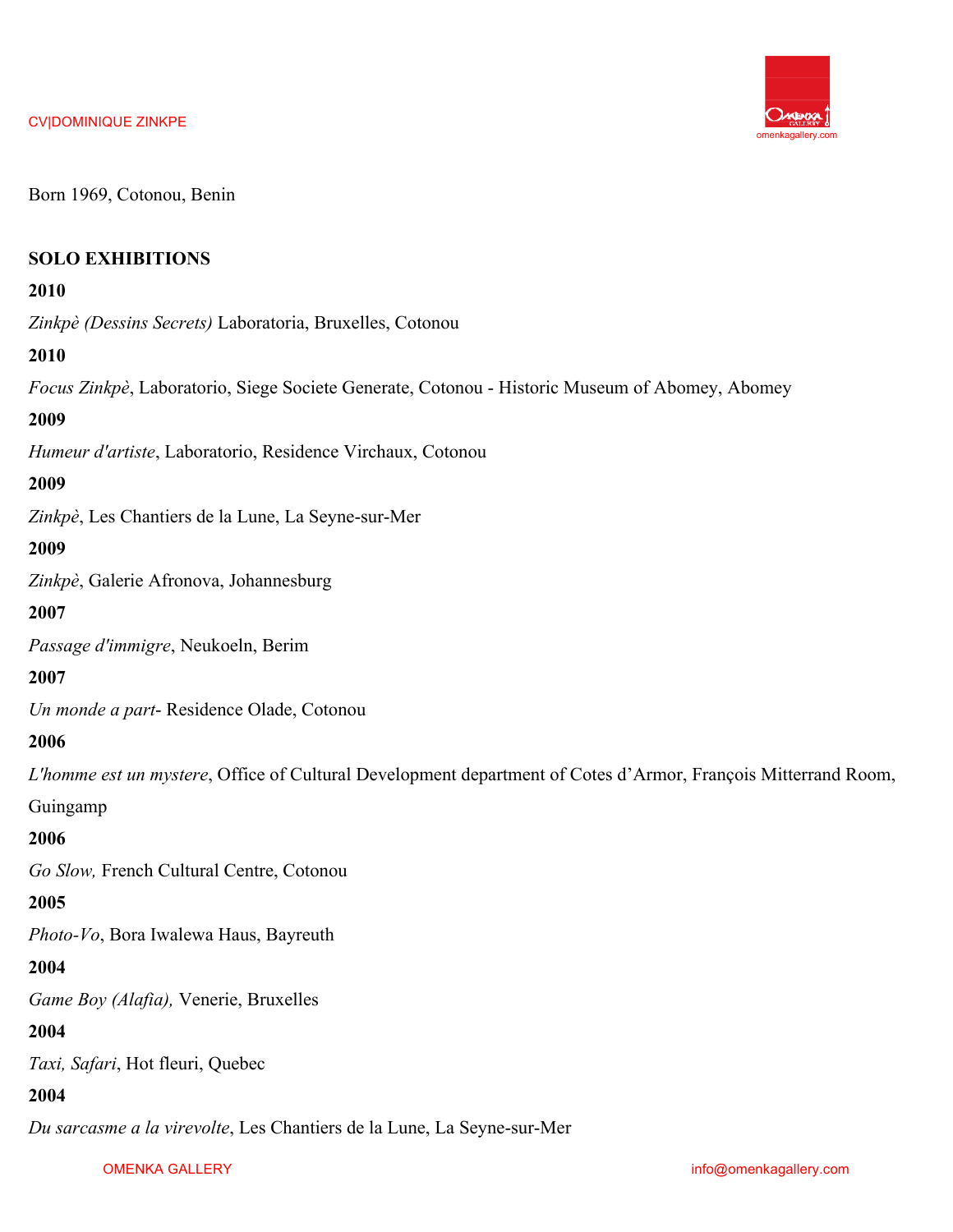CV|DOMINIQUE ZINKPE

Born 1969, Cotonou, Benin

## SOLO EXHIBITIONS

**2010**

*Zinkpè (Dessins Secrets)* Laboratoria, Bruxelles, Cotonou

**2010**

*Focus Zinkpè*, Laboratorio, Siege Societe Generate, Cotonou - Historic Museum of Abomey, Abomey

**2009**

*Humeur d'artiste*, Laboratorio, Residence Virchaux, Cotonou

**2009**

*Zinkpè*, Les Chantiers de la Lune, La Seyne-sur-Mer

**2009**

*Zinkpè*, Galerie Afronova, Johannesburg

**2007**

*Passage d'immigre*, Neukoeln, Berim

**2007**

*Un monde a part*- Residence Olade, Cotonou

**2006**

*L'homme est un mystere*, Office of Cultural Development department of Cotes d'Armor, François Mitterrand Room, Guingamp

**2006**

*Go Slow,* French Cultural Centre, Cotonou

**2005**

*Photo-Vo*, Bora Iwalewa Haus, Bayreuth

**2004**

*Game Boy (Alafia),* Venerie, Bruxelles

**2004**

*Taxi, Safari*, Hot fleuri, Quebec

**2004**

*Du sarcasme a la virevolte*, Les Chantiers de la Lune, La Seyne-sur-Mer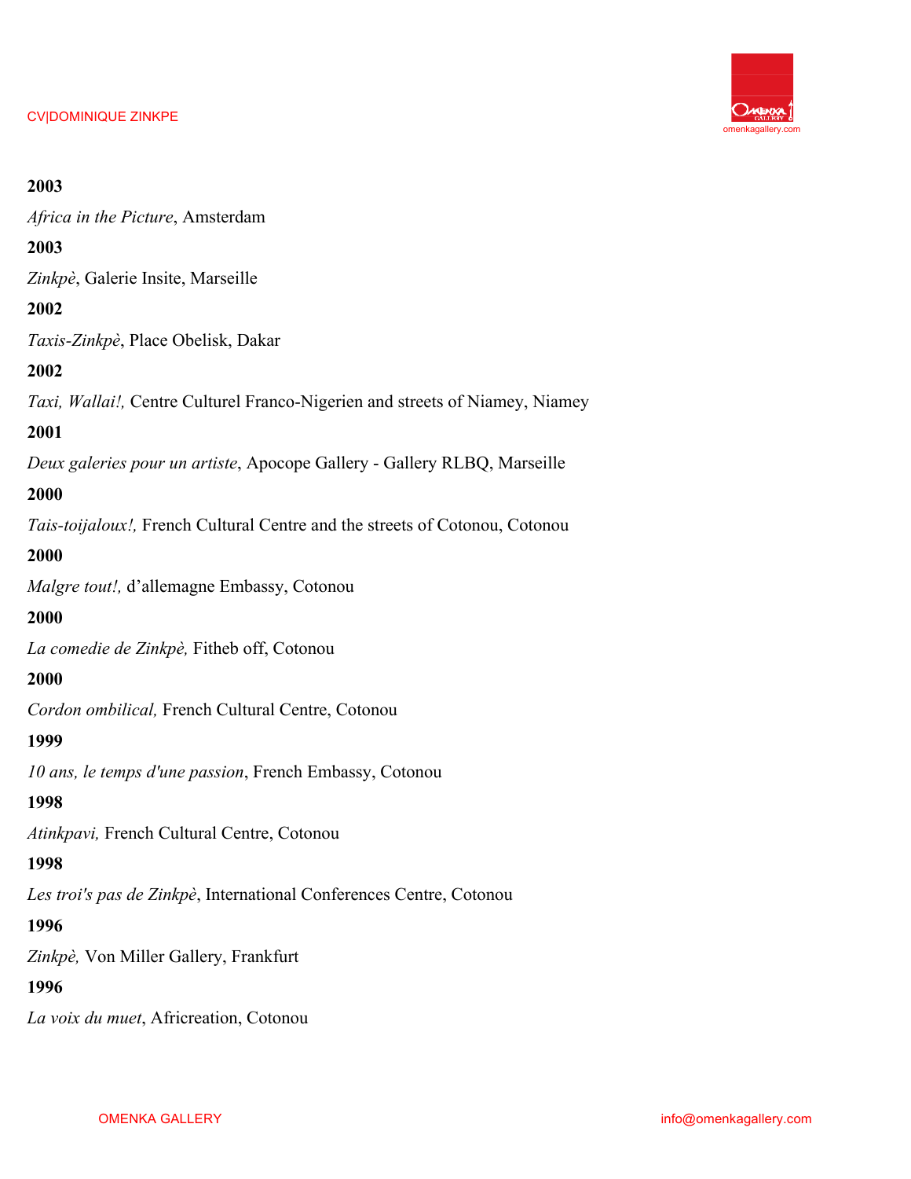**2003**

*Africa in the Picture*, Amsterdam

**2003**

*Zinkpè*, Galerie Insite, Marseille

**2002**

*Taxis-Zinkpè*, Place Obelisk, Dakar

**2002**

*Taxi, Wallai!,* Centre Culturel Franco-Nigerien and streets of Niamey, Niamey

**2001**

*Deux galeries pour un artiste*, Apocope Gallery - Gallery RLBQ, Marseille

**2000**

*Tais-toijaloux!,* French Cultural Centre and the streets of Cotonou, Cotonou

**2000**

*Malgre tout!,* d'allemagne Embassy, Cotonou

**2000**

*La comedie de Zinkpè,* Fitheb off, Cotonou

**2000**

*Cordon ombilical,* French Cultural Centre, Cotonou

**1999**

*10 ans, le temps d'une passion*, French Embassy, Cotonou

**1998**

*Atinkpavi,* French Cultural Centre, Cotonou

**1998**

*Les troi's pas de Zinkpè*, International Conferences Centre, Cotonou

**1996**

*Zinkpè,* Von Miller Gallery, Frankfurt

**1996**

*La voix du muet*, Africreation, Cotonou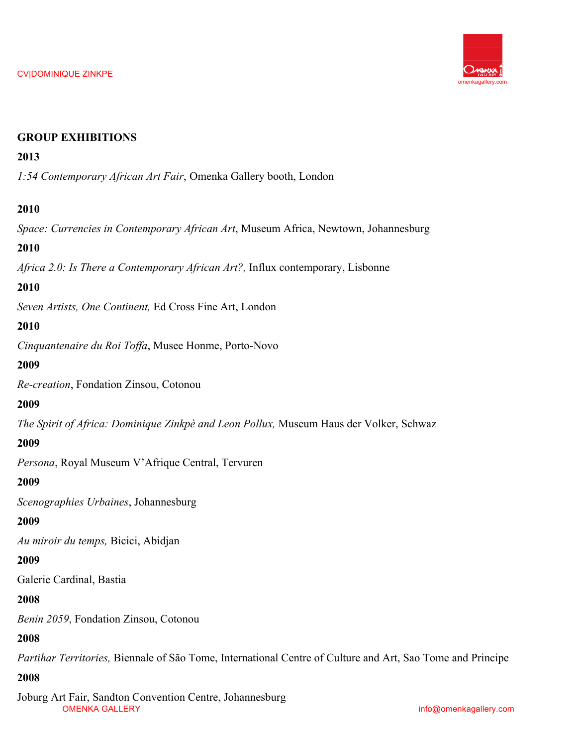## GROUP EXHIBITIONS

**2013**

*1:54 Contemporary African Art Fair*, Omenka Gallery booth, London

**2010**

*Space: Currencies in Contemporary African Art*, Museum Africa, Newtown, Johannesburg

**2010**

*Africa 2.0: Is There a Contemporary African Art?,* Influx contemporary, Lisbonne

**2010**

*Seven Artists, One Continent,* Ed Cross Fine Art, London

**2010**

*Cinquantenaire du Roi Toffa*, Musee Honme, Porto-Novo

**2009**

*Re-creation*, Fondation Zinsou, Cotonou

**2009**

*The Spirit of Africa: Dominique Zinkpè and Leon Pollux,* Museum Haus der Volker, Schwaz

**2009**

*Persona*, Royal Museum V'Afrique Central, Tervuren

**2009**

*Scenographies Urbaines*, Johannesburg

**2009**

*Au miroir du temps,* Bicici, Abidjan

**2009**

Galerie Cardinal, Bastia

**2008**

*Benin 2059*, Fondation Zinsou, Cotonou

**2008**

*Partihar Territories,* Biennale of São Tome, International Centre of Culture and Art, Sao Tome and Principe

**2008**

Joburg Art Fair, Sandton Convention Centre, Johannesburg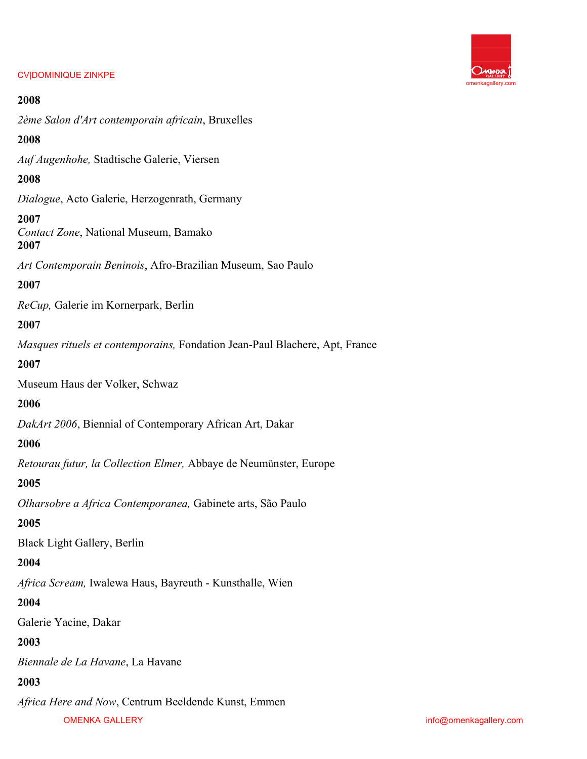**2008**

*2ème Salon d'Art contemporain africain*, Bruxelles

**2008**

*Auf Augenhohe,* Stadtische Galerie, Viersen

**2008**

*Dialogue*, Acto Galerie, Herzogenrath, Germany

**2007**

*Contact Zone*, National Museum, Bamako

**2007**

*Art Contemporain Beninois*, Afro-Brazilian Museum, Sao Paulo

**2007**

*ReCup,* Galerie im Kornerpark, Berlin

**2007**

*Masques rituels et contemporains,* Fondation Jean-Paul Blachere, Apt, France

**2007**

Museum Haus der Volker, Schwaz

**2006**

*DakArt 2006*, Biennial of Contemporary African Art, Dakar

**2006**

*Retourau futur, la Collection Elmer,* Abbaye de Neumünster, Europe

**2005**

*Olharsobre a Africa Contemporanea,* Gabinete arts, São Paulo

**2005**

Black Light Gallery, Berlin

**2004**

*Africa Scream,* Iwalewa Haus, Bayreuth - Kunsthalle, Wien

**2004**

Galerie Yacine, Dakar

**2003**

*Biennale de La Havane*, La Havane

**2003**

*Africa Here and Now*, Centrum Beeldende Kunst, Emmen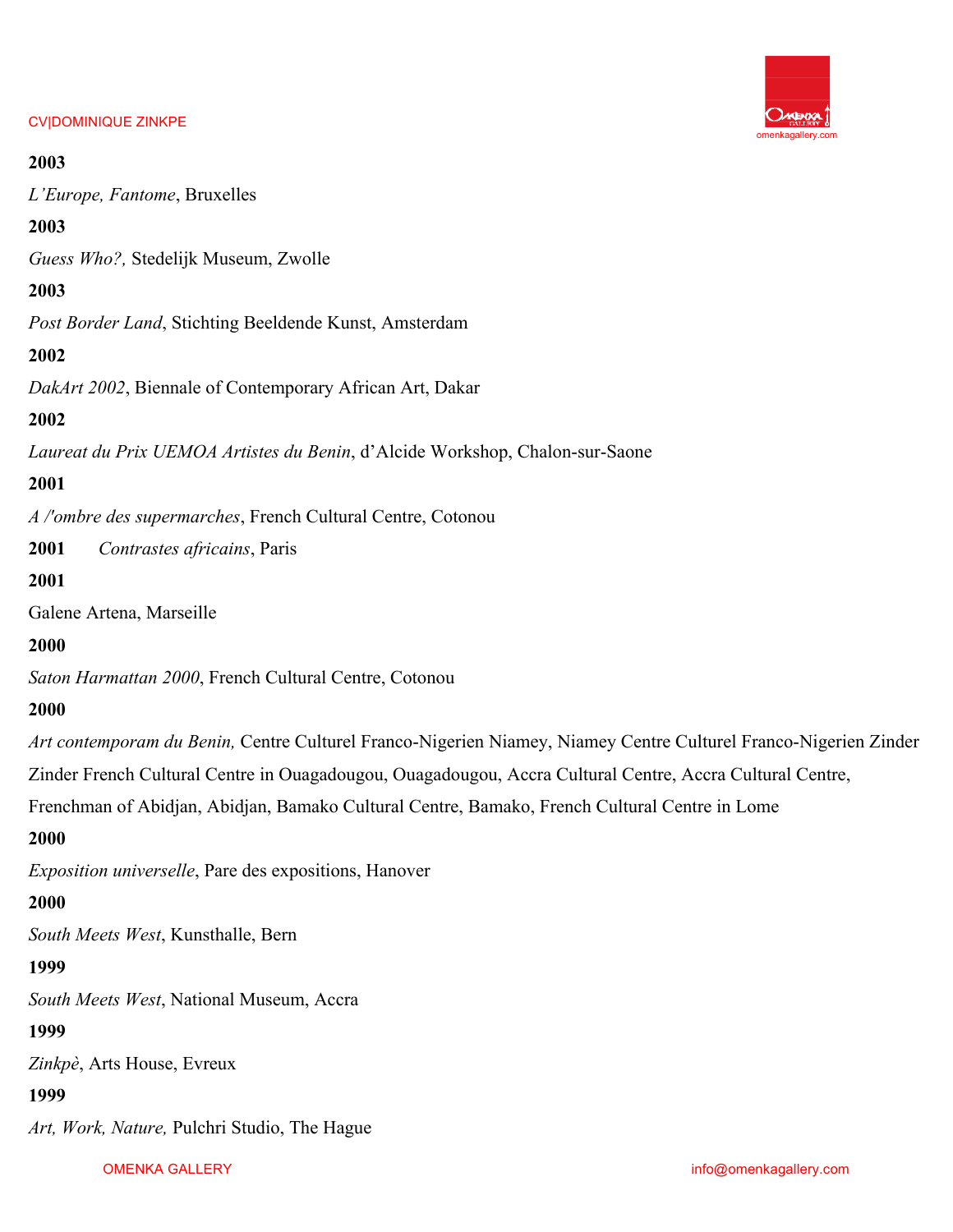**2003**

*L'Europe, Fantome*, Bruxelles

**2003**

*Guess Who?,* Stedelijk Museum, Zwolle

**2003**

*Post Border Land*, Stichting Beeldende Kunst, Amsterdam

**2002**

*DakArt 2002*, Biennale of Contemporary African Art, Dakar

**2002**

*Laureat du Prix UEMOA Artistes du Benin*, d'Alcide Workshop, Chalon-sur-Saone

**2001**

*A /'ombre des supermarches*, French Cultural Centre, Cotonou

**2001** *Contrastes africains*, Paris

**2001**

Galene Artena, Marseille

**2000**

*Saton Harmattan 2000*, French Cultural Centre, Cotonou

**2000**

*Art contemporam du Benin,* Centre Culturel Franco-Nigerien Niamey, Niamey Centre Culturel Franco-Nigerien Zinder Zinder French Cultural Centre in Ouagadougou, Ouagadougou, Accra Cultural Centre, Accra Cultural Centre, Frenchman of Abidjan, Abidjan, Bamako Cultural Centre, Bamako, French Cultural Centre in Lome

**2000**

*Exposition universelle*, Pare des expositions, Hanover

**2000**

*South Meets West*, Kunsthalle, Bern

**1999**

*South Meets West*, National Museum, Accra

**1999**

*Zinkpè*, Arts House, Evreux

**1999**

*Art, Work, Nature,* Pulchri Studio, The Hague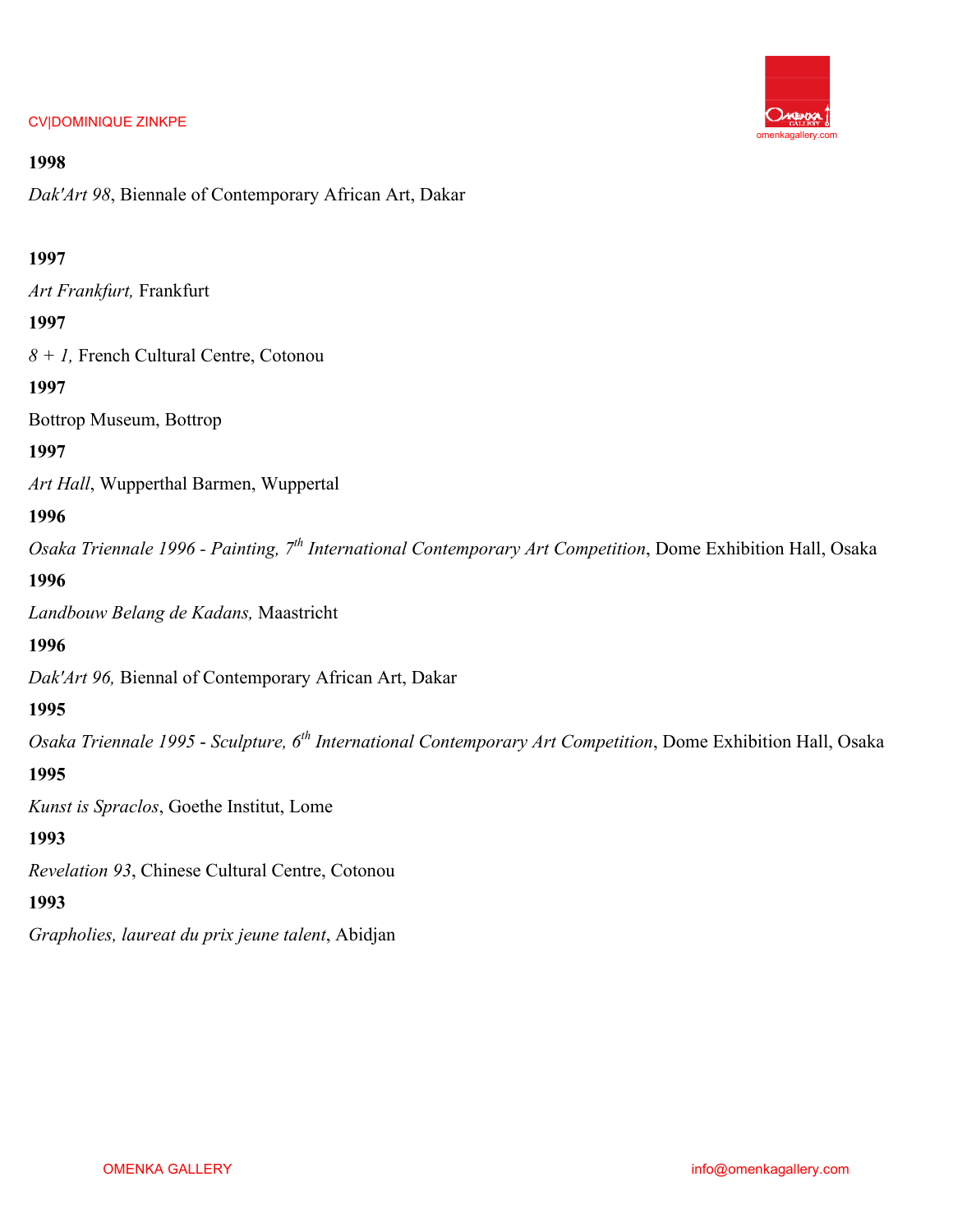**1998**

*Dak'Art 98*, Biennale of Contemporary African Art, Dakar

**1997**

*Art Frankfurt,* Frankfurt

**1997**

*8 + 1,* French Cultural Centre, Cotonou

**1997**

Bottrop Museum, Bottrop

**1997**

*Art Hall*, Wupperthal Barmen, Wuppertal

**1996**

*Osaka Triennale 1996 - Painting, 7th International Contemporary Art Competition*, Dome Exhibition Hall, Osaka

**1996**

*Landbouw Belang de Kadans,* Maastricht

**1996**

*Dak'Art 96,* Biennal of Contemporary African Art, Dakar

**1995**

*Osaka Triennale 1995 - Sculpture, 6th International Contemporary Art Competition*, Dome Exhibition Hall, Osaka

**1995**

*Kunst is Spraclos*, Goethe Institut, Lome

**1993**

*Revelation 93*, Chinese Cultural Centre, Cotonou

**1993**

*Grapholies, laureat du prix jeune talent*, Abidjan